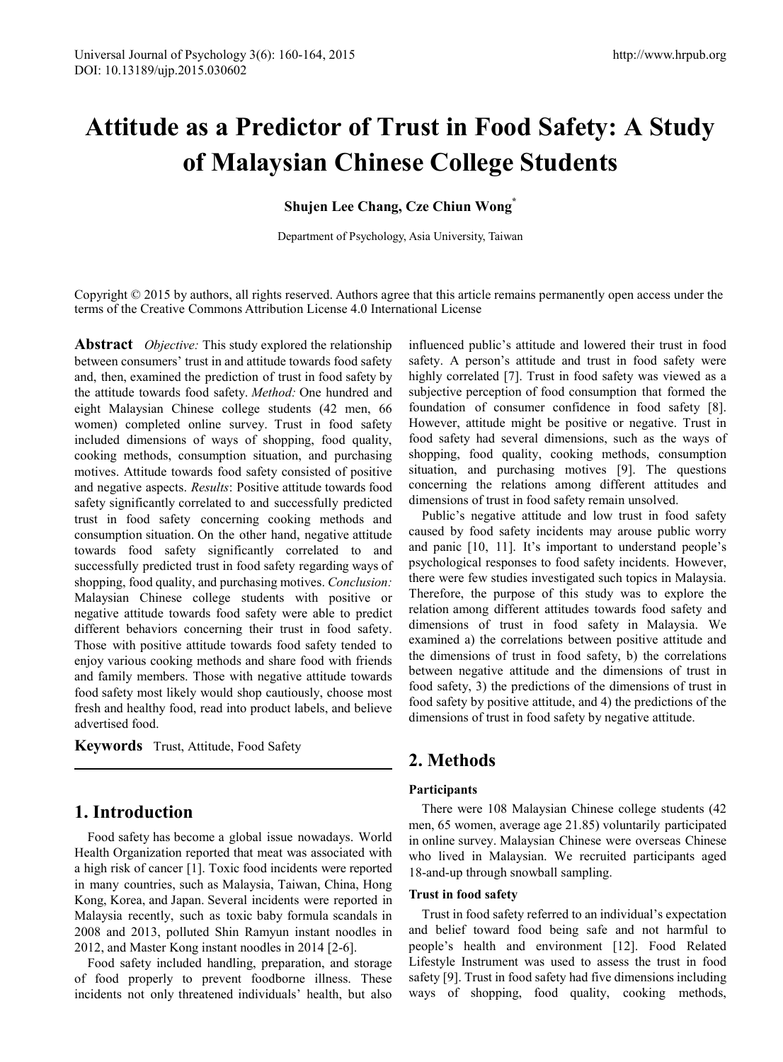# Attitude as a Predictor of Trust in Food Safety: A Study of Malaysian Chinese College Students

**Shujen Lee Chang, Cze Chiun Wong***

Department of Psychology, Asia University, Taiwan

Copyright © 2015 by authors, all rights reserved. Authors agree that this article remains permanently open access under the terms of the Creative Commons Attribution License 4.0 International License

**Abstract** *Objective:* This study explored the relationship between consumers' trust in and attitude towards food safety and, then, examined the prediction of trust in food safety by the attitude towards food safety. *Method:* One hundred and eight Malaysian Chinese college students (42 men, 66 women) completed online survey. Trust in food safety included dimensions of ways of shopping, food quality, cooking methods, consumption situation, and purchasing motives. Attitude towards food safety consisted of positive and negative aspects. *Results*: Positive attitude towards food safety significantly correlated to and successfully predicted trust in food safety concerning cooking methods and consumption situation. On the other hand, negative attitude towards food safety significantly correlated to and successfully predicted trust in food safety regarding ways of shopping, food quality, and purchasing motives. *Conclusion:* Malaysian Chinese college students with positive or negative attitude towards food safety were able to predict different behaviors concerning their trust in food safety. Those with positive attitude towards food safety tended to enjoy various cooking methods and share food with friends and family members. Those with negative attitude towards food safety most likely would shop cautiously, choose most fresh and healthy food, read into product labels, and believe advertised food.

**Keywords** Trust, Attitude, Food Safety

## 1. Introduction

Food safety has become a global issue nowadays. World Health Organization reported that meat was associated with a high risk of cancer [1]. Toxic food incidents were reported in many countries, such as Malaysia, Taiwan, China, Hong Kong, Korea, and Japan. Several incidents were reported in Malaysia recently, such as toxic baby formula scandals in 2008 and 2013, polluted Shin Ramyun instant noodles in 2012, and Master Kong instant noodles in 2014 [2-6].

Food safety included handling, preparation, and storage of food properly to prevent foodborne illness. These incidents not only threatened individuals' health, but also influenced public's attitude and lowered their trust in food safety. A person's attitude and trust in food safety were highly correlated [7]. Trust in food safety was viewed as a subjective perception of food consumption that formed the foundation of consumer confidence in food safety [8]. However, attitude might be positive or negative. Trust in food safety had several dimensions, such as the ways of shopping, food quality, cooking methods, consumption situation, and purchasing motives [9]. The questions concerning the relations among different attitudes and dimensions of trust in food safety remain unsolved.

Public's negative attitude and low trust in food safety caused by food safety incidents may arouse public worry and panic [10, 11]. It's important to understand people's psychological responses to food safety incidents. However, there were few studies investigated such topics in Malaysia. Therefore, the purpose of this study was to explore the relation among different attitudes towards food safety and dimensions of trust in food safety in Malaysia. We examined a) the correlations between positive attitude and the dimensions of trust in food safety, b) the correlations between negative attitude and the dimensions of trust in food safety, 3) the predictions of the dimensions of trust in food safety by positive attitude, and 4) the predictions of the dimensions of trust in food safety by negative attitude.

## 2. Methods

### Participants

There were 108 Malaysian Chinese college students (42 men, 65 women, average age 21.85) voluntarily participated in online survey. Malaysian Chinese were overseas Chinese who lived in Malaysian. We recruited participants aged 18-and-up through snowball sampling.

### Trust in food safety

Trust in food safety referred to an individual's expectation and belief toward food being safe and not harmful to people's health and environment [12]. Food Related Lifestyle Instrument was used to assess the trust in food safety [9]. Trust in food safety had five dimensions including ways of shopping, food quality, cooking methods,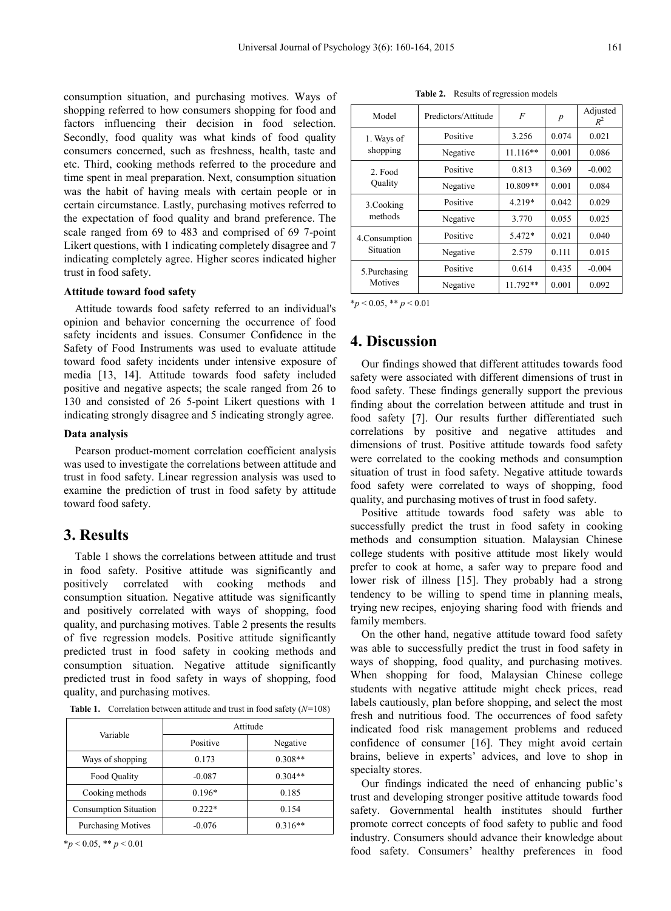consumption situation, and purchasing motives. Ways of shopping referred to how consumers shopping for food and factors influencing their decision in food selection. Secondly, food quality was what kinds of food quality consumers concerned, such as freshness, health, taste and etc. Third, cooking methods referred to the procedure and time spent in meal preparation. Next, consumption situation was the habit of having meals with certain people or in certain circumstance. Lastly, purchasing motives referred to the expectation of food quality and brand preference. The scale ranged from 69 to 483 and comprised of 69 7-point Likert questions, with 1 indicating completely disagree and 7 indicating completely agree. Higher scores indicated higher trust in food safety.

### Attitude toward food safety

Attitude towards food safety referred to an individual's opinion and behavior concerning the occurrence of food safety incidents and issues. Consumer Confidence in the Safety of Food Instruments was used to evaluate attitude toward food safety incidents under intensive exposure of media [13, 14]. Attitude towards food safety included positive and negative aspects; the scale ranged from 26 to 130 and consisted of 26 5-point Likert questions with 1 indicating strongly disagree and 5 indicating strongly agree.

### Data analysis

Pearson product-moment correlation coefficient analysis was used to investigate the correlations between attitude and trust in food safety. Linear regression analysis was used to examine the prediction of trust in food safety by attitude toward food safety.

## 3. Results

Table 1 shows the correlations between attitude and trust in food safety. Positive attitude was significantly and positively correlated with cooking methods and consumption situation. Negative attitude was significantly and positively correlated with ways of shopping, food quality, and purchasing motives. Table 2 presents the results of five regression models. Positive attitude significantly predicted trust in food safety in cooking methods and consumption situation. Negative attitude significantly predicted trust in food safety in ways of shopping, food quality, and purchasing motives.

**Table 1.** Correlation between attitude and trust in food safety ($N$=108)

| Variable | Attitude | |
|---|---|---|
| | Positive | Negative |
| Ways of shopping | 0.173 | 0.308** |
| Food Quality | -0.087 | 0.304** |
| Cooking methods | 0.196* | 0.185 |
| Consumption Situation | 0.222* | 0.154 |
| Purchasing Motives | -0.076 | 0.316** |

*$p < 0.05$, ** $p < 0.01$

**Table 2.** Results of regression models

| Model | Predictors/Attitude | $F$ | $p$ | Adjusted $R^2$ |
|---|---|---|---|---|
| 1. Ways of shopping | Positive | 3.256 | 0.074 | 0.021 |
| | Negative | 11.116** | 0.001 | 0.086 |
| 2. Food Quality | Positive | 0.813 | 0.369 | -0.002 |
| | Negative | 10.809** | 0.001 | 0.084 |
| 3.Cooking methods | Positive | 4.219* | 0.042 | 0.029 |
| | Negative | 3.770 | 0.055 | 0.025 |
| 4.Consumption Situation | Positive | 5.472* | 0.021 | 0.040 |
| | Negative | 2.579 | 0.111 | 0.015 |
| 5.Purchasing Motives | Positive | 0.614 | 0.435 | -0.004 |
| | Negative | 11.792** | 0.001 | 0.092 |

*$p < 0.05$, ** $p < 0.01$

## 4. Discussion

Our findings showed that different attitudes towards food safety were associated with different dimensions of trust in food safety. These findings generally support the previous finding about the correlation between attitude and trust in food safety [7]. Our results further differentiated such correlations by positive and negative attitudes and dimensions of trust. Positive attitude towards food safety were correlated to the cooking methods and consumption situation of trust in food safety. Negative attitude towards food safety were correlated to ways of shopping, food quality, and purchasing motives of trust in food safety.

Positive attitude towards food safety was able to successfully predict the trust in food safety in cooking methods and consumption situation. Malaysian Chinese college students with positive attitude most likely would prefer to cook at home, a safer way to prepare food and lower risk of illness [15]. They probably had a strong tendency to be willing to spend time in planning meals, trying new recipes, enjoying sharing food with friends and family members.

On the other hand, negative attitude toward food safety was able to successfully predict the trust in food safety in ways of shopping, food quality, and purchasing motives. When shopping for food, Malaysian Chinese college students with negative attitude might check prices, read labels cautiously, plan before shopping, and select the most fresh and nutritious food. The occurrences of food safety indicated food risk management problems and reduced confidence of consumer [16]. They might avoid certain brains, believe in experts' advices, and love to shop in specialty stores.

Our findings indicated the need of enhancing public's trust and developing stronger positive attitude towards food safety. Governmental health institutes should further promote correct concepts of food safety to public and food industry. Consumers should advance their knowledge about food safety. Consumers' healthy preferences in food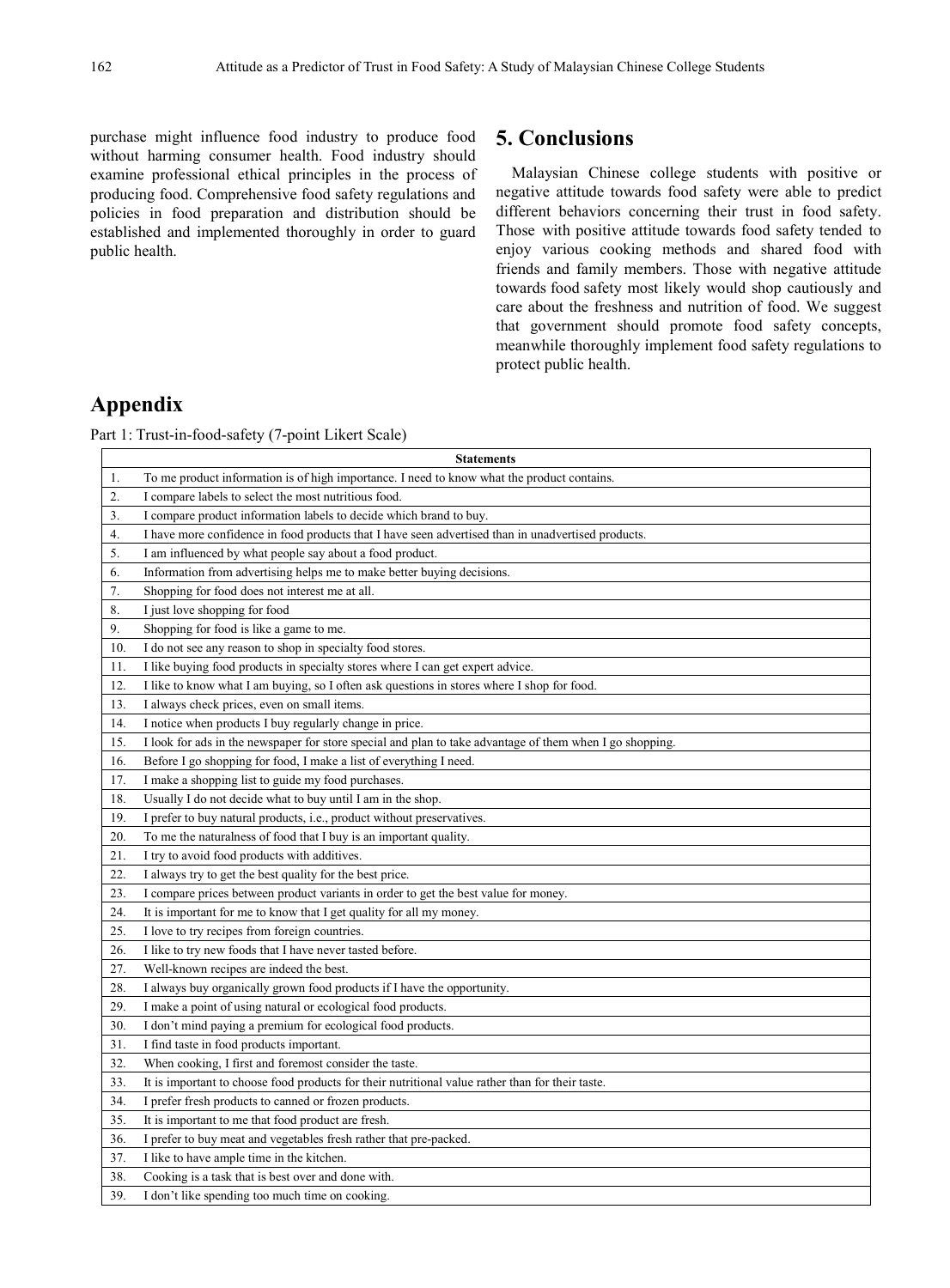purchase might influence food industry to produce food without harming consumer health. Food industry should examine professional ethical principles in the process of producing food. Comprehensive food safety regulations and policies in food preparation and distribution should be established and implemented thoroughly in order to guard public health.

# 5. Conclusions

Malaysian Chinese college students with positive or negative attitude towards food safety were able to predict different behaviors concerning their trust in food safety. Those with positive attitude towards food safety tended to enjoy various cooking methods and shared food with friends and family members. Those with negative attitude towards food safety most likely would shop cautiously and care about the freshness and nutrition of food. We suggest that government should promote food safety concepts, meanwhile thoroughly implement food safety regulations to protect public health.

# Appendix

Part 1: Trust-in-food-safety (7-point Likert Scale)

| | Statements |
|---|---|
| 1. | To me product information is of high importance. I need to know what the product contains. |
| 2. | I compare labels to select the most nutritious food. |
| 3. | I compare product information labels to decide which brand to buy. |
| 4. | I have more confidence in food products that I have seen advertised than in unadvertised products. |
| 5. | I am influenced by what people say about a food product. |
| 6. | Information from advertising helps me to make better buying decisions. |
| 7. | Shopping for food does not interest me at all. |
| 8. | I just love shopping for food |
| 9. | Shopping for food is like a game to me. |
| 10. | I do not see any reason to shop in specialty food stores. |
| 11. | I like buying food products in specialty stores where I can get expert advice. |
| 12. | I like to know what I am buying, so I often ask questions in stores where I shop for food. |
| 13. | I always check prices, even on small items. |
| 14. | I notice when products I buy regularly change in price. |
| 15. | I look for ads in the newspaper for store special and plan to take advantage of them when I go shopping. |
| 16. | Before I go shopping for food, I make a list of everything I need. |
| 17. | I make a shopping list to guide my food purchases. |
| 18. | Usually I do not decide what to buy until I am in the shop. |
| 19. | I prefer to buy natural products, i.e., product without preservatives. |
| 20. | To me the naturalness of food that I buy is an important quality. |
| 21. | I try to avoid food products with additives. |
| 22. | I always try to get the best quality for the best price. |
| 23. | I compare prices between product variants in order to get the best value for money. |
| 24. | It is important for me to know that I get quality for all my money. |
| 25. | I love to try recipes from foreign countries. |
| 26. | I like to try new foods that I have never tasted before. |
| 27. | Well-known recipes are indeed the best. |
| 28. | I always buy organically grown food products if I have the opportunity. |
| 29. | I make a point of using natural or ecological food products. |
| 30. | I don't mind paying a premium for ecological food products. |
| 31. | I find taste in food products important. |
| 32. | When cooking, I first and foremost consider the taste. |
| 33. | It is important to choose food products for their nutritional value rather than for their taste. |
| 34. | I prefer fresh products to canned or frozen products. |
| 35. | It is important to me that food product are fresh. |
| 36. | I prefer to buy meat and vegetables fresh rather that pre-packed. |
| 37. | I like to have ample time in the kitchen. |
| 38. | Cooking is a task that is best over and done with. |
| 39. | I don't like spending too much time on cooking. |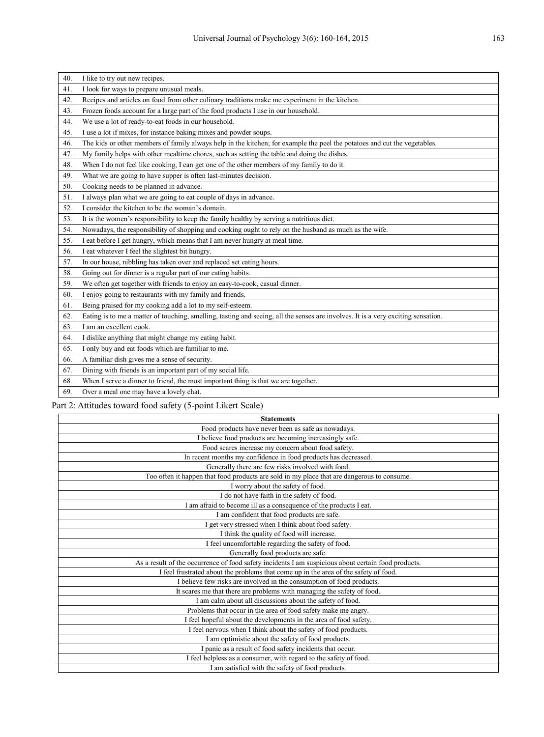| | |
|---|---|
| 40. | I like to try out new recipes. |
| 41. | I look for ways to prepare unusual meals. |
| 42. | Recipes and articles on food from other culinary traditions make me experiment in the kitchen. |
| 43. | Frozen foods account for a large part of the food products I use in our household. |
| 44. | We use a lot of ready-to-eat foods in our household. |
| 45. | I use a lot if mixes, for instance baking mixes and powder soups. |
| 46. | The kids or other members of family always help in the kitchen; for example the peel the potatoes and cut the vegetables. |
| 47. | My family helps with other mealtime chores, such as setting the table and doing the dishes. |
| 48. | When I do not feel like cooking, I can get one of the other members of my family to do it. |
| 49. | What we are going to have supper is often last-minutes decision. |
| 50. | Cooking needs to be planned in advance. |
| 51. | I always plan what we are going to eat couple of days in advance. |
| 52. | I consider the kitchen to be the woman's domain. |
| 53. | It is the women's responsibility to keep the family healthy by serving a nutritious diet. |
| 54. | Nowadays, the responsibility of shopping and cooking ought to rely on the husband as much as the wife. |
| 55. | I eat before I get hungry, which means that I am never hungry at meal time. |
| 56. | I eat whatever I feel the slightest bit hungry. |
| 57. | In our house, nibbling has taken over and replaced set eating hours. |
| 58. | Going out for dinner is a regular part of our eating habits. |
| 59. | We often get together with friends to enjoy an easy-to-cook, casual dinner. |
| 60. | I enjoy going to restaurants with my family and friends. |
| 61. | Being praised for my cooking add a lot to my self-esteem. |
| 62. | Eating is to me a matter of touching, smelling, tasting and seeing, all the senses are involves. It is a very exciting sensation. |
| 63. | I am an excellent cook. |
| 64. | I dislike anything that might change my eating habit. |
| 65. | I only buy and eat foods which are familiar to me. |
| 66. | A familiar dish gives me a sense of security. |
| 67. | Dining with friends is an important part of my social life. |
| 68. | When I serve a dinner to friend, the most important thing is that we are together. |
| 69. | Over a meal one may have a lovely chat. |

Part 2: Attitudes toward food safety (5-point Likert Scale)

| **Statements** |
|---|
| Food products have never been as safe as nowadays. |
| I believe food products are becoming increasingly safe. |
| Food scares increase my concern about food safety. |
| In recent months my confidence in food products has decreased. |
| Generally there are few risks involved with food. |
| Too often it happen that food products are sold in my place that are dangerous to consume. |
| I worry about the safety of food. |
| I do not have faith in the safety of food. |
| I am afraid to become ill as a consequence of the products I eat. |
| I am confident that food products are safe. |
| I get very stressed when I think about food safety. |
| I think the quality of food will increase. |
| I feel uncomfortable regarding the safety of food. |
| Generally food products are safe. |
| As a result of the occurrence of food safety incidents I am suspicious about certain food products. |
| I feel frustrated about the problems that come up in the area of the safety of food. |
| I believe few risks are involved in the consumption of food products. |
| It scares me that there are problems with managing the safety of food. |
| I am calm about all discussions about the safety of food. |
| Problems that occur in the area of food safety make me angry. |
| I feel hopeful about the developments in the area of food safety. |
| I feel nervous when I think about the safety of food products. |
| I am optimistic about the safety of food products. |
| I panic as a result of food safety incidents that occur. |
| I feel helpless as a consumer, with regard to the safety of food. |
| I am satisfied with the safety of food products. |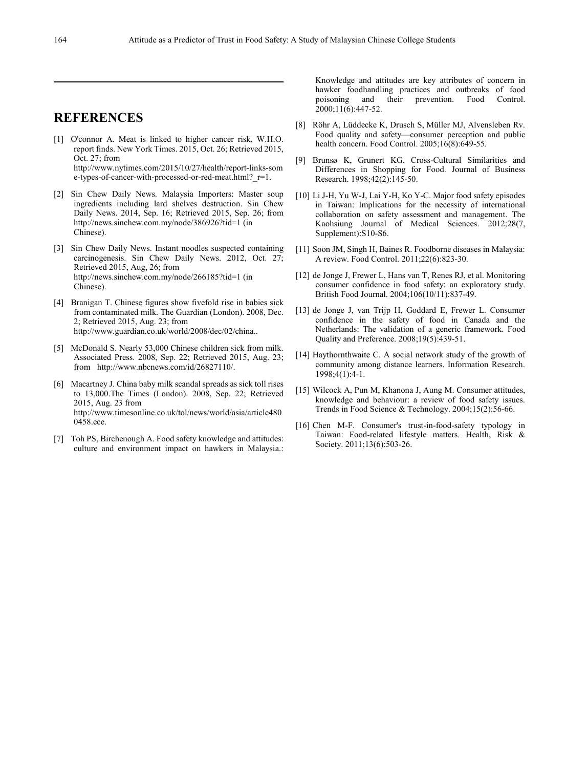## REFERENCES

[1] O'connor A. Meat is linked to higher cancer risk, W.H.O. report finds. New York Times. 2015, Oct. 26; Retrieved 2015, Oct. 27; from http://www.nytimes.com/2015/10/27/health/report-links-some-types-of-cancer-with-processed-or-red-meat.html?_r=1.

[2] Sin Chew Daily News. Malaysia Importers: Master soup ingredients including lard shelves destruction. Sin Chew Daily News. 2014, Sep. 16; Retrieved 2015, Sep. 26; from http://news.sinchew.com.my/node/386926?tid=1 (in Chinese).

[3] Sin Chew Daily News. Instant noodles suspected containing carcinogenesis. Sin Chew Daily News. 2012, Oct. 27; Retrieved 2015, Aug, 26; from http://news.sinchew.com.my/node/266185?tid=1 (in Chinese).

[4] Branigan T. Chinese figures show fivefold rise in babies sick from contaminated milk. The Guardian (London). 2008, Dec. 2; Retrieved 2015, Aug. 23; from http://www.guardian.co.uk/world/2008/dec/02/china..

[5] McDonald S. Nearly 53,000 Chinese children sick from milk. Associated Press. 2008, Sep. 22; Retrieved 2015, Aug. 23; from http://www.nbcnews.com/id/26827110/.

[6] Macartney J. China baby milk scandal spreads as sick toll rises to 13,000.The Times (London). 2008, Sep. 22; Retrieved 2015, Aug. 23 from http://www.timesonline.co.uk/tol/news/world/asia/article4800458.ece.

[7] Toh PS, Birchenough A. Food safety knowledge and attitudes: culture and environment impact on hawkers in Malaysia.: Knowledge and attitudes are key attributes of concern in hawker foodhandling practices and outbreaks of food poisoning and their prevention. Food Control. 2000;11(6):447-52.

[8] Röhr A, Lüddecke K, Drusch S, Müller MJ, Alvensleben Rv. Food quality and safety—consumer perception and public health concern. Food Control. 2005;16(8):649-55.

[9] Brunsø K, Grunert KG. Cross-Cultural Similarities and Differences in Shopping for Food. Journal of Business Research. 1998;42(2):145-50.

[10] Li J-H, Yu W-J, Lai Y-H, Ko Y-C. Major food safety episodes in Taiwan: Implications for the necessity of international collaboration on safety assessment and management. The Kaohsiung Journal of Medical Sciences. 2012;28(7, Supplement):S10-S6.

[11] Soon JM, Singh H, Baines R. Foodborne diseases in Malaysia: A review. Food Control. 2011;22(6):823-30.

[12] de Jonge J, Frewer L, Hans van T, Renes RJ, et al. Monitoring consumer confidence in food safety: an exploratory study. British Food Journal. 2004;106(10/11):837-49.

[13] de Jonge J, van Trijp H, Goddard E, Frewer L. Consumer confidence in the safety of food in Canada and the Netherlands: The validation of a generic framework. Food Quality and Preference. 2008;19(5):439-51.

[14] Haythornthwaite C. A social network study of the growth of community among distance learners. Information Research. 1998;4(1):4-1.

[15] Wilcock A, Pun M, Khanona J, Aung M. Consumer attitudes, knowledge and behaviour: a review of food safety issues. Trends in Food Science & Technology. 2004;15(2):56-66.

[16] Chen M-F. Consumer's trust-in-food-safety typology in Taiwan: Food-related lifestyle matters. Health, Risk & Society. 2011;13(6):503-26.